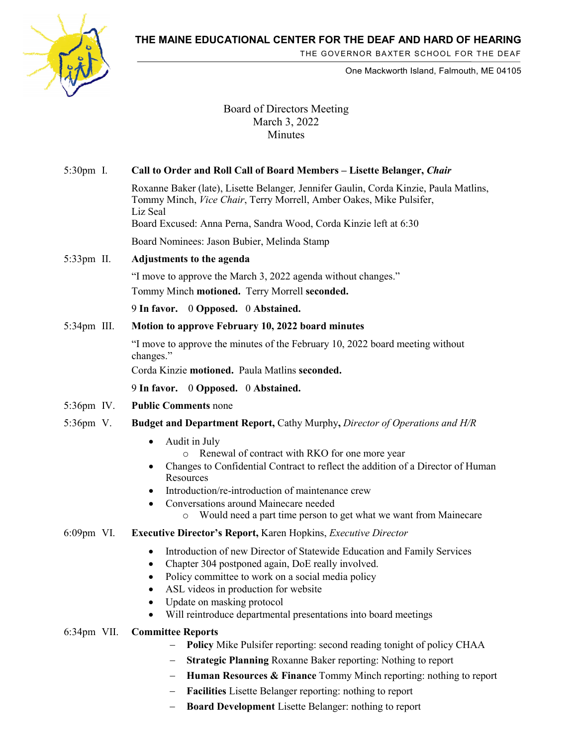**THE MAINE EDUCATIONAL CENTER FOR THE DEAF AND HARD OF HEARING**

THE GOVERNOR BAXTER SCHOOL FOR THE DEAF

One Mackworth Island, Falmouth, ME 04105

# Board of Directors Meeting
## March 3, 2022
## Minutes

5:30pm I. **Call to Order and Roll Call of Board Members – Lisette Belanger, *Chair***

Roxanne Baker (late), Lisette Belanger, Jennifer Gaulin, Corda Kinzie, Paula Matlins, Tommy Minch, *Vice Chair*, Terry Morrell, Amber Oakes, Mike Pulsifer, Liz Seal
Board Excused: Anna Perna, Sandra Wood, Corda Kinzie left at 6:30

Board Nominees: Jason Bubier, Melinda Stamp

5:33pm II. **Adjustments to the agenda**

"I move to approve the March 3, 2022 agenda without changes."

Tommy Minch **motioned.** Terry Morrell **seconded.**

9 **In favor.** 0 **Opposed.** 0 **Abstained.**

5:34pm III. **Motion to approve February 10, 2022 board minutes**

"I move to approve the minutes of the February 10, 2022 board meeting without changes."

Corda Kinzie **motioned.** Paula Matlins **seconded.**

9 **In favor.** 0 **Opposed.** 0 **Abstained.**

5:36pm IV. **Public Comments** none

5:36pm V. **Budget and Department Report,** Cathy Murphy**,** *Director of Operations and H/R*

- Audit in July
  - Renewal of contract with RKO for one more year
- Changes to Confidential Contract to reflect the addition of a Director of Human Resources
- Introduction/re-introduction of maintenance crew
- Conversations around Mainecare needed
  - Would need a part time person to get what we want from Mainecare

6:09pm VI. **Executive Director's Report,** Karen Hopkins, *Executive Director*

- Introduction of new Director of Statewide Education and Family Services
- Chapter 304 postponed again, DoE really involved.
- Policy committee to work on a social media policy
- ASL videos in production for website
- Update on masking protocol
- Will reintroduce departmental presentations into board meetings

6:34pm VII. **Committee Reports**

- **Policy** Mike Pulsifer reporting: second reading tonight of policy CHAA
- **Strategic Planning** Roxanne Baker reporting: Nothing to report
- **Human Resources & Finance** Tommy Minch reporting: nothing to report
- **Facilities** Lisette Belanger reporting: nothing to report
- **Board Development** Lisette Belanger: nothing to report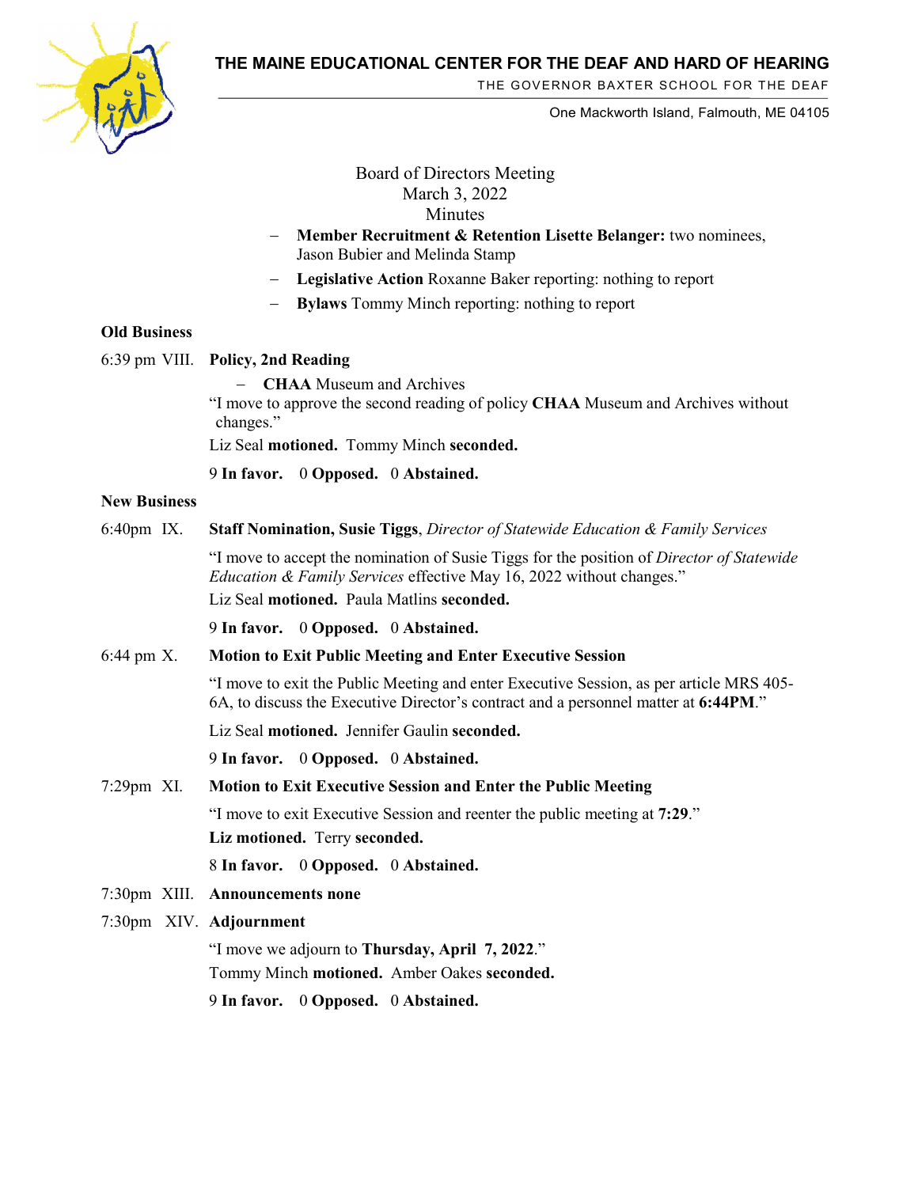Board of Directors Meeting
March 3, 2022
Minutes

- **Member Recruitment & Retention Lisette Belanger:** two nominees, Jason Bubier and Melinda Stamp
- **Legislative Action** Roxanne Baker reporting: nothing to report
- **Bylaws** Tommy Minch reporting: nothing to report

**Old Business**

6:39 pm VIII. **Policy, 2nd Reading**

- **CHAA** Museum and Archives

"I move to approve the second reading of policy **CHAA** Museum and Archives without changes."

Liz Seal **motioned.** Tommy Minch **seconded.**

9 **In favor.** 0 **Opposed.** 0 **Abstained.**

**New Business**

6:40pm IX. **Staff Nomination, Susie Tiggs**, *Director of Statewide Education & Family Services*

"I move to accept the nomination of Susie Tiggs for the position of *Director of Statewide Education & Family Services* effective May 16, 2022 without changes."

Liz Seal **motioned.** Paula Matlins **seconded.**

9 **In favor.** 0 **Opposed.** 0 **Abstained.**

6:44 pm X. **Motion to Exit Public Meeting and Enter Executive Session**

"I move to exit the Public Meeting and enter Executive Session, as per article MRS 405-6A, to discuss the Executive Director's contract and a personnel matter at **6:44PM**."

Liz Seal **motioned.** Jennifer Gaulin **seconded.**

9 **In favor.** 0 **Opposed.** 0 **Abstained.**

7:29pm XI. **Motion to Exit Executive Session and Enter the Public Meeting**

"I move to exit Executive Session and reenter the public meeting at **7:29**."

**Liz motioned.** Terry **seconded.**

8 **In favor.** 0 **Opposed.** 0 **Abstained.**

7:30pm XIII. **Announcements none**

7:30pm XIV. **Adjournment**

"I move we adjourn to **Thursday, April 7, 2022**."

Tommy Minch **motioned.** Amber Oakes **seconded.**

9 **In favor.** 0 **Opposed.** 0 **Abstained.**